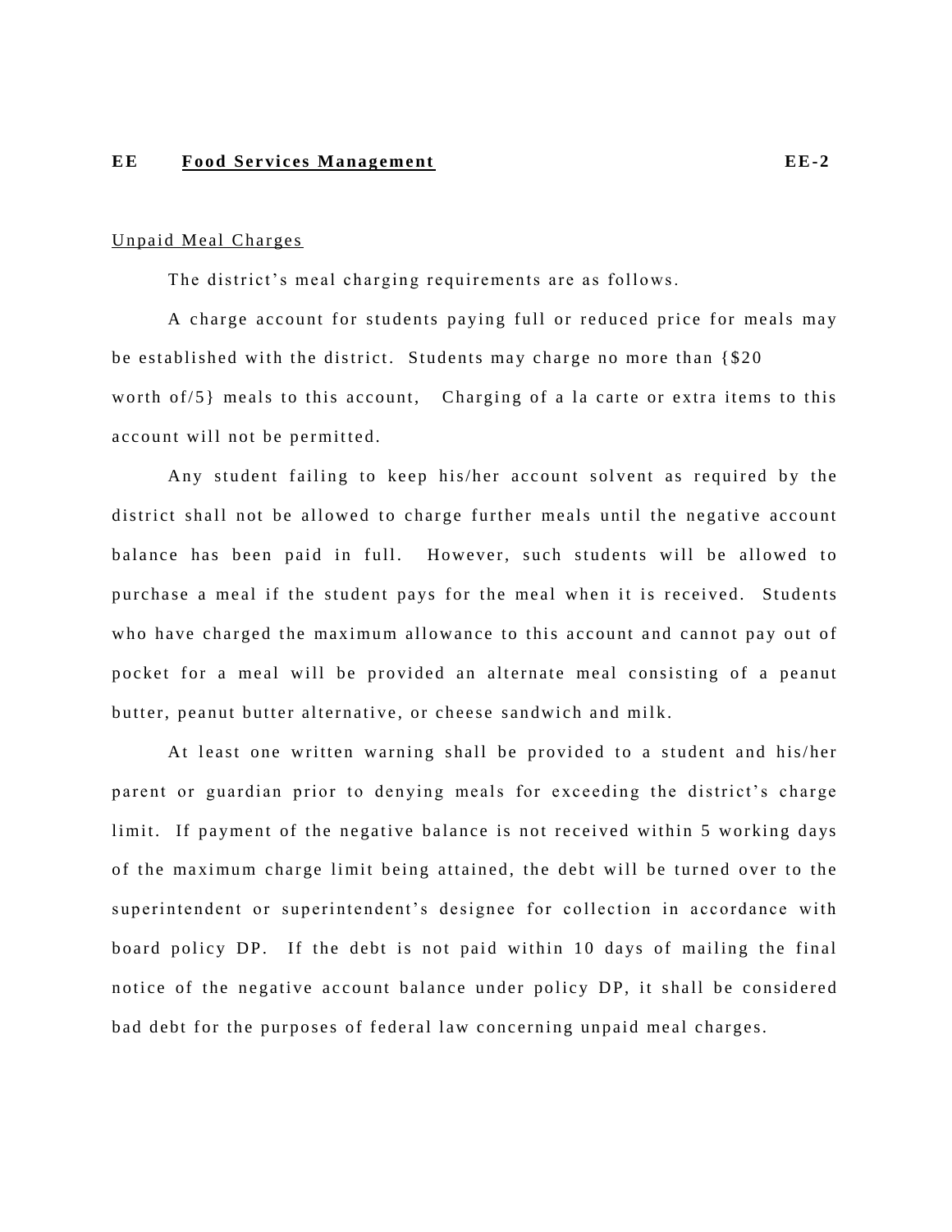# EE Food Services Management EE-2

Unpaid Meal Charges

The district's meal charging requirements are as follows.

A charge account for students paying full or reduced price for meals may be established with the district. Students may charge no more than {$20 worth of/5} meals to this account, Charging of a la carte or extra items to this account will not be permitted.

Any student failing to keep his/her account solvent as required by the district shall not be allowed to charge further meals until the negative account balance has been paid in full. However, such students will be allowed to purchase a meal if the student pays for the meal when it is received. Students who have charged the maximum allowance to this account and cannot pay out of pocket for a meal will be provided an alternate meal consisting of a peanut butter, peanut butter alternative, or cheese sandwich and milk.

At least one written warning shall be provided to a student and his/her parent or guardian prior to denying meals for exceeding the district's charge limit. If payment of the negative balance is not received within 5 working days of the maximum charge limit being attained, the debt will be turned over to the superintendent or superintendent's designee for collection in accordance with board policy DP. If the debt is not paid within 10 days of mailing the final notice of the negative account balance under policy DP, it shall be considered bad debt for the purposes of federal law concerning unpaid meal charges.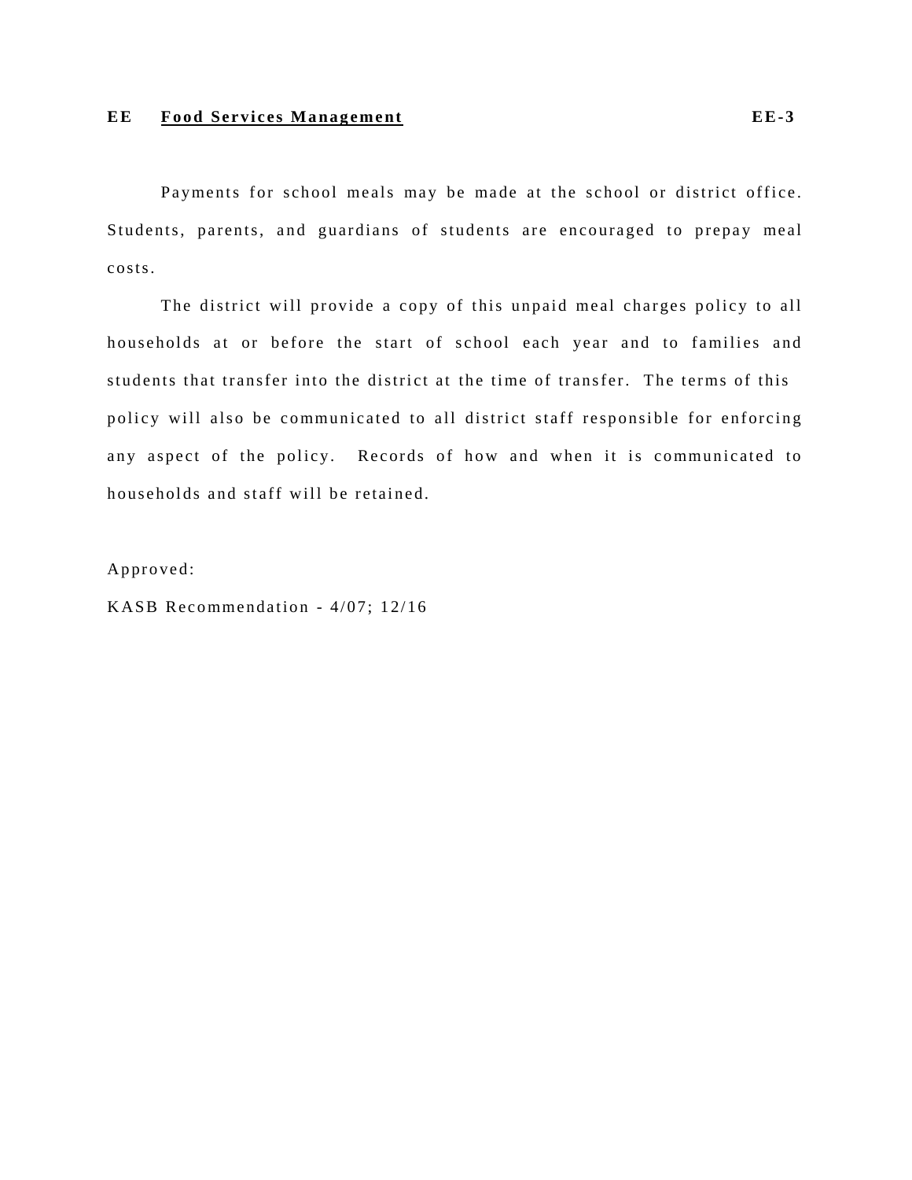Payments for school meals may be made at the school or district office. Students, parents, and guardians of students are encouraged to prepay meal costs.

The district will provide a copy of this unpaid meal charges policy to all households at or before the start of school each year and to families and students that transfer into the district at the time of transfer. The terms of this policy will also be communicated to all district staff responsible for enforcing any aspect of the policy. Records of how and when it is communicated to households and staff will be retained.

Approved:

KASB Recommendation - 4/07; 12/16